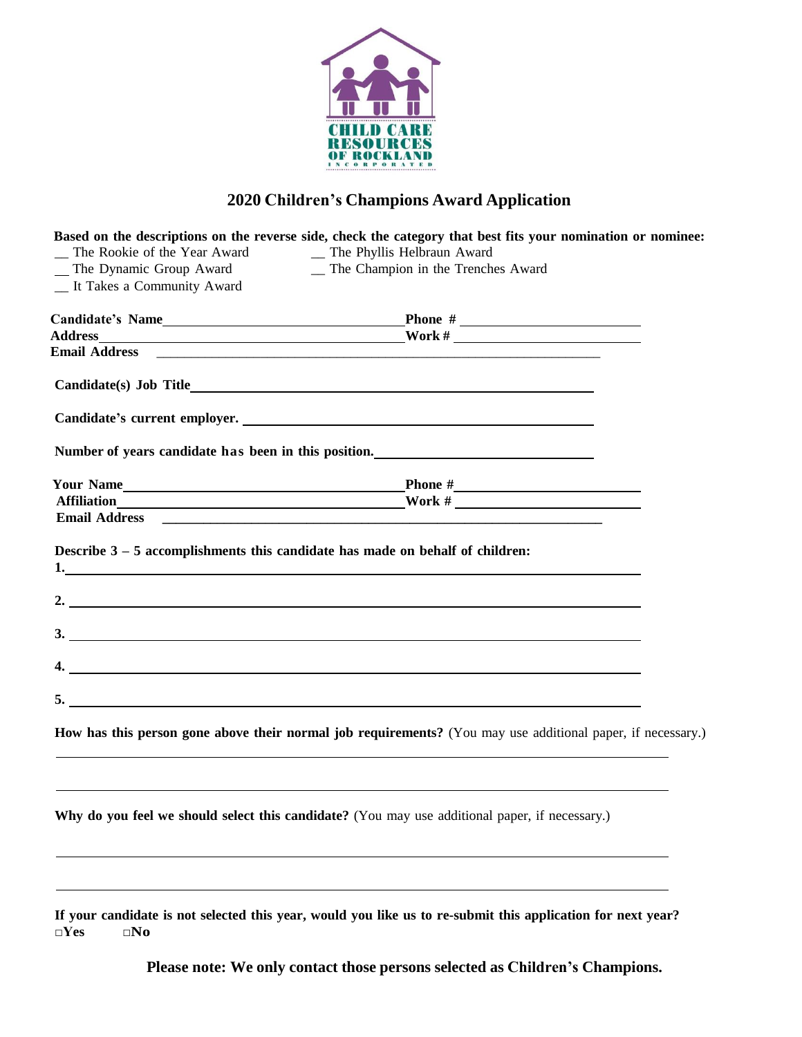CHILD CARE RESOURCES OF ROCKLAND INCORPORATED

## 2020 Children's Champions Award Application

**Based on the descriptions on the reverse side, check the category that best fits your nomination or nominee:**

__ The Rookie of the Year Award
__ The Phyllis Helbraun Award
__ The Dynamic Group Award
__ The Champion in the Trenches Award
__ It Takes a Community Award

**Candidate's Name**\_\_\_\_\_\_\_\_\_\_\_\_\_\_\_\_\_\_\_\_\_\_\_\_\_\_\_\_\_\_ **Phone #** \_\_\_\_\_\_\_\_\_\_\_\_\_\_\_\_\_\_\_\_\_\_\_\_

**Address**\_\_\_\_\_\_\_\_\_\_\_\_\_\_\_\_\_\_\_\_\_\_\_\_\_\_\_\_\_\_\_\_\_\_\_\_\_\_ **Work #** \_\_\_\_\_\_\_\_\_\_\_\_\_\_\_\_\_\_\_\_\_\_\_\_

**Email Address** \_\_\_\_\_\_\_\_\_\_\_\_\_\_\_\_\_\_\_\_\_\_\_\_\_\_\_\_\_\_\_\_\_\_\_\_\_\_\_\_\_\_\_\_\_\_\_\_\_\_\_\_\_\_\_\_\_\_\_\_

**Candidate(s) Job Title**\_\_\_\_\_\_\_\_\_\_\_\_\_\_\_\_\_\_\_\_\_\_\_\_\_\_\_\_\_\_\_\_\_\_\_\_\_\_\_\_\_\_\_\_\_\_\_\_\_\_\_\_\_\_\_\_

**Candidate's current employer.** \_\_\_\_\_\_\_\_\_\_\_\_\_\_\_\_\_\_\_\_\_\_\_\_\_\_\_\_\_\_\_\_\_\_\_\_\_\_\_\_\_\_\_\_\_\_\_\_

**Number of years candidate has been in this position.**\_\_\_\_\_\_\_\_\_\_\_\_\_\_\_\_\_\_\_\_\_\_\_\_\_\_\_\_\_\_

**Your Name**\_\_\_\_\_\_\_\_\_\_\_\_\_\_\_\_\_\_\_\_\_\_\_\_\_\_\_\_\_\_\_\_\_\_\_\_\_\_ **Phone #**\_\_\_\_\_\_\_\_\_\_\_\_\_\_\_\_\_\_\_\_\_\_\_\_\_\_

**Affiliation**\_\_\_\_\_\_\_\_\_\_\_\_\_\_\_\_\_\_\_\_\_\_\_\_\_\_\_\_\_\_\_\_\_\_\_\_\_\_\_ **Work #** \_\_\_\_\_\_\_\_\_\_\_\_\_\_\_\_\_\_\_\_\_\_\_\_\_

**Email Address** \_\_\_\_\_\_\_\_\_\_\_\_\_\_\_\_\_\_\_\_\_\_\_\_\_\_\_\_\_\_\_\_\_\_\_\_\_\_\_\_\_\_\_\_\_\_\_\_\_\_\_\_\_\_\_\_\_\_\_\_

**Describe 3 – 5 accomplishments this candidate has made on behalf of children:**

**1.**\_\_\_\_\_\_\_\_\_\_\_\_\_\_\_\_\_\_\_\_\_\_\_\_\_\_\_\_\_\_\_\_\_\_\_\_\_\_\_\_\_\_\_\_\_\_\_\_\_\_\_\_\_\_\_\_\_\_\_\_\_\_\_\_\_\_\_\_\_\_

**2.** \_\_\_\_\_\_\_\_\_\_\_\_\_\_\_\_\_\_\_\_\_\_\_\_\_\_\_\_\_\_\_\_\_\_\_\_\_\_\_\_\_\_\_\_\_\_\_\_\_\_\_\_\_\_\_\_\_\_\_\_\_\_\_\_\_\_\_\_\_

**3.** \_\_\_\_\_\_\_\_\_\_\_\_\_\_\_\_\_\_\_\_\_\_\_\_\_\_\_\_\_\_\_\_\_\_\_\_\_\_\_\_\_\_\_\_\_\_\_\_\_\_\_\_\_\_\_\_\_\_\_\_\_\_\_\_\_\_\_\_\_

**4.** \_\_\_\_\_\_\_\_\_\_\_\_\_\_\_\_\_\_\_\_\_\_\_\_\_\_\_\_\_\_\_\_\_\_\_\_\_\_\_\_\_\_\_\_\_\_\_\_\_\_\_\_\_\_\_\_\_\_\_\_\_\_\_\_\_\_\_\_\_

**5.** \_\_\_\_\_\_\_\_\_\_\_\_\_\_\_\_\_\_\_\_\_\_\_\_\_\_\_\_\_\_\_\_\_\_\_\_\_\_\_\_\_\_\_\_\_\_\_\_\_\_\_\_\_\_\_\_\_\_\_\_\_\_\_\_\_\_\_\_\_

**How has this person gone above their normal job requirements?** (You may use additional paper, if necessary.)

\_\_\_\_\_\_\_\_\_\_\_\_\_\_\_\_\_\_\_\_\_\_\_\_\_\_\_\_\_\_\_\_\_\_\_\_\_\_\_\_\_\_\_\_\_\_\_\_\_\_\_\_\_\_\_\_\_\_\_\_\_\_\_\_\_\_\_\_\_\_\_\_\_\_

\_\_\_\_\_\_\_\_\_\_\_\_\_\_\_\_\_\_\_\_\_\_\_\_\_\_\_\_\_\_\_\_\_\_\_\_\_\_\_\_\_\_\_\_\_\_\_\_\_\_\_\_\_\_\_\_\_\_\_\_\_\_\_\_\_\_\_\_\_\_\_\_\_\_

**Why do you feel we should select this candidate?** (You may use additional paper, if necessary.)

\_\_\_\_\_\_\_\_\_\_\_\_\_\_\_\_\_\_\_\_\_\_\_\_\_\_\_\_\_\_\_\_\_\_\_\_\_\_\_\_\_\_\_\_\_\_\_\_\_\_\_\_\_\_\_\_\_\_\_\_\_\_\_\_\_\_\_\_\_\_\_\_\_\_

\_\_\_\_\_\_\_\_\_\_\_\_\_\_\_\_\_\_\_\_\_\_\_\_\_\_\_\_\_\_\_\_\_\_\_\_\_\_\_\_\_\_\_\_\_\_\_\_\_\_\_\_\_\_\_\_\_\_\_\_\_\_\_\_\_\_\_\_\_\_\_\_\_\_

**If your candidate is not selected this year, would you like us to re-submit this application for next year?**
**□Yes** **□No**

**Please note: We only contact those persons selected as Children's Champions.**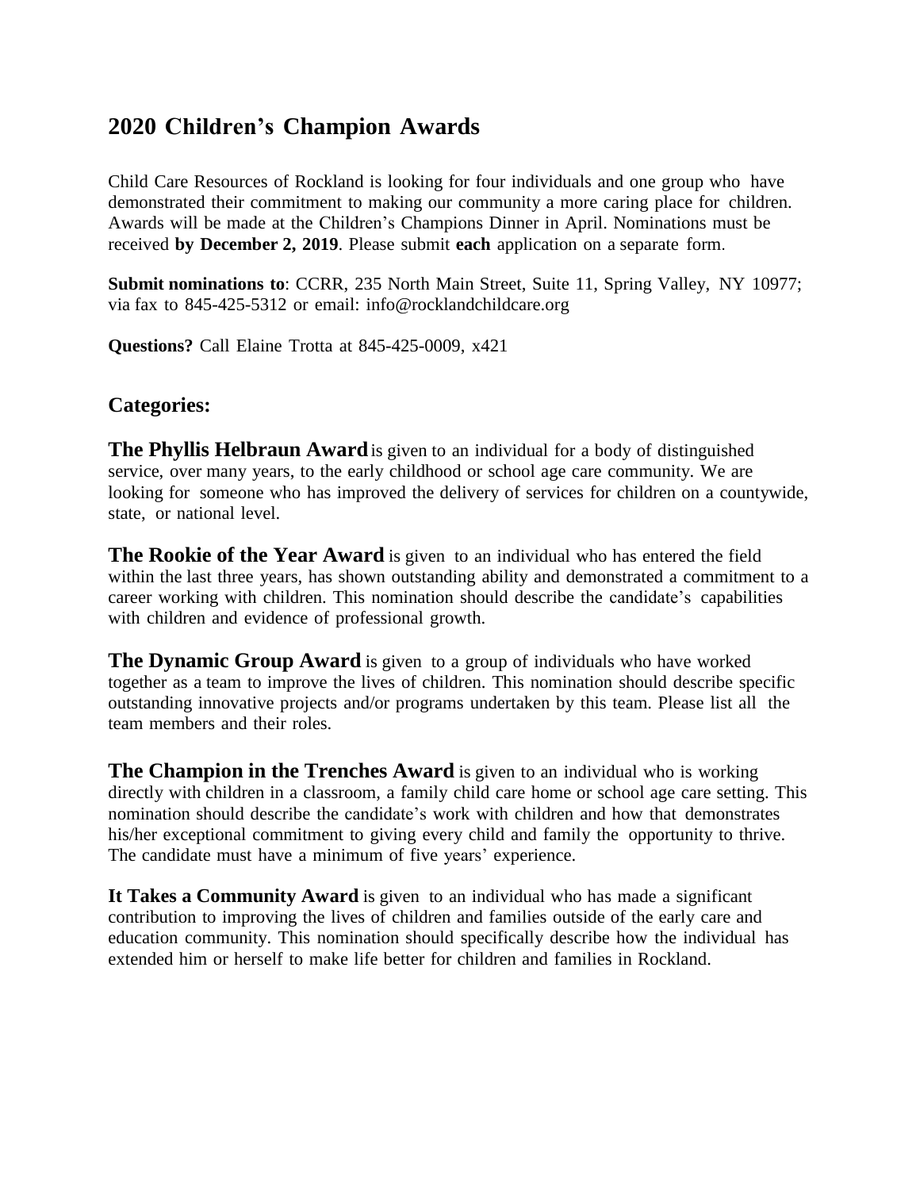## 2020 Children's Champion Awards

Child Care Resources of Rockland is looking for four individuals and one group who have demonstrated their commitment to making our community a more caring place for children. Awards will be made at the Children's Champions Dinner in April. Nominations must be received **by December 2, 2019**. Please submit **each** application on a separate form.

**Submit nominations to**: CCRR, 235 North Main Street, Suite 11, Spring Valley, NY 10977; via fax to 845-425-5312 or email: info@rocklandchildcare.org

**Questions?** Call Elaine Trotta at 845-425-0009, x421

### Categories:

**The Phyllis Helbraun Award** is given to an individual for a body of distinguished service, over many years, to the early childhood or school age care community. We are looking for someone who has improved the delivery of services for children on a countywide, state, or national level.

**The Rookie of the Year Award** is given to an individual who has entered the field within the last three years, has shown outstanding ability and demonstrated a commitment to a career working with children. This nomination should describe the candidate's capabilities with children and evidence of professional growth.

**The Dynamic Group Award** is given to a group of individuals who have worked together as a team to improve the lives of children. This nomination should describe specific outstanding innovative projects and/or programs undertaken by this team. Please list all the team members and their roles.

**The Champion in the Trenches Award** is given to an individual who is working directly with children in a classroom, a family child care home or school age care setting. This nomination should describe the candidate's work with children and how that demonstrates his/her exceptional commitment to giving every child and family the opportunity to thrive. The candidate must have a minimum of five years' experience.

**It Takes a Community Award** is given to an individual who has made a significant contribution to improving the lives of children and families outside of the early care and education community. This nomination should specifically describe how the individual has extended him or herself to make life better for children and families in Rockland.